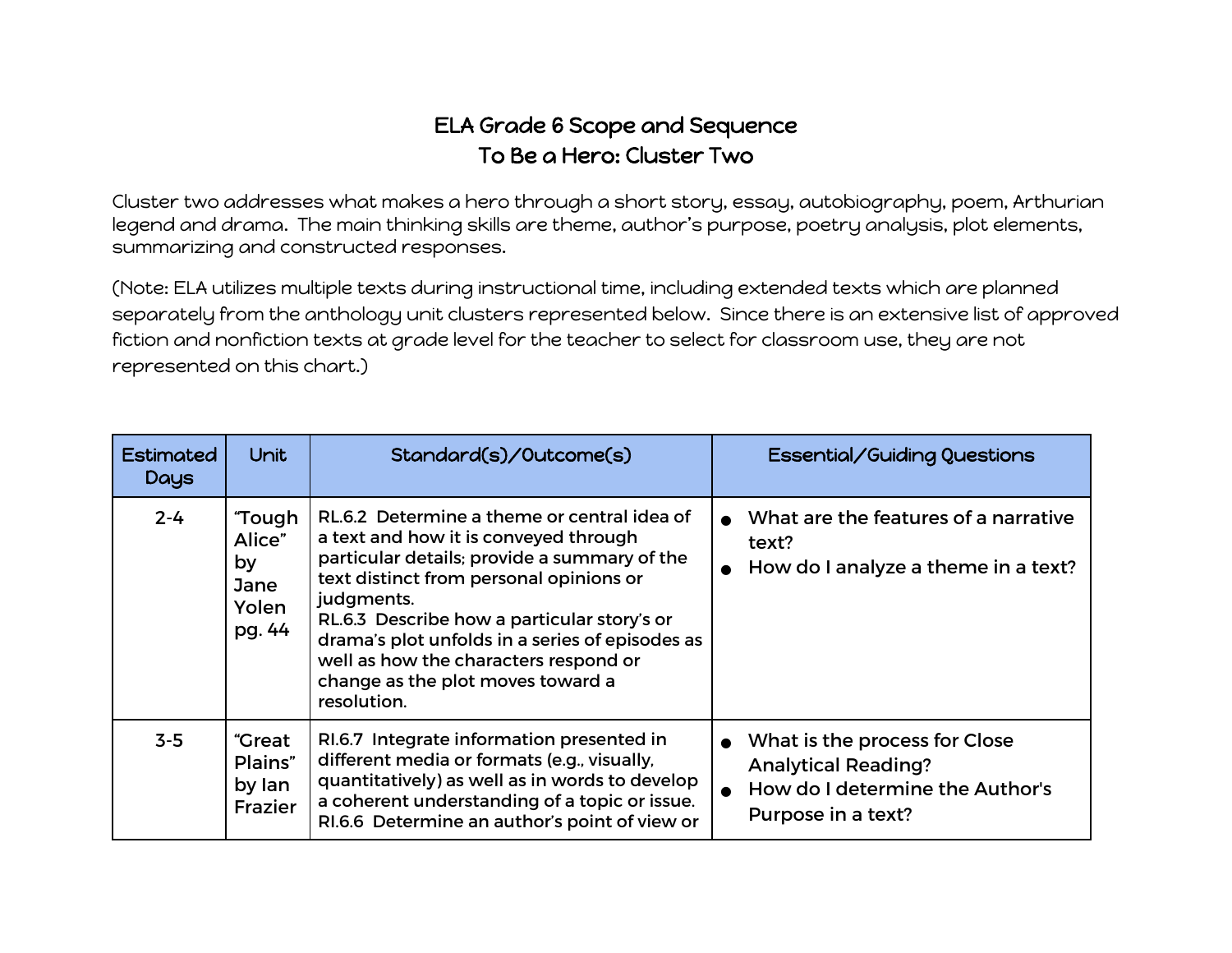# ELA Grade 6 Scope and Sequence
## To Be a Hero: Cluster Two

Cluster two addresses what makes a hero through a short story, essay, autobiography, poem, Arthurian legend and drama. The main thinking skills are theme, author's purpose, poetry analysis, plot elements, summarizing and constructed responses.

(Note: ELA utilizes multiple texts during instructional time, including extended texts which are planned separately from the anthology unit clusters represented below. Since there is an extensive list of approved fiction and nonfiction texts at grade level for the teacher to select for classroom use, they are not represented on this chart.)

| Estimated Days | Unit | Standard(s)/Outcome(s) | Essential/Guiding Questions |
|---|---|---|---|
| 2-4 | "Tough Alice" by Jane Yolen pg. 44 | RL.6.2 Determine a theme or central idea of a text and how it is conveyed through particular details; provide a summary of the text distinct from personal opinions or judgments.<br>RL.6.3 Describe how a particular story's or drama's plot unfolds in a series of episodes as well as how the characters respond or change as the plot moves toward a resolution. | • What are the features of a narrative text?<br>• How do I analyze a theme in a text? |
| 3-5 | "Great Plains" by Ian Frazier | RI.6.7 Integrate information presented in different media or formats (e.g., visually, quantitatively) as well as in words to develop a coherent understanding of a topic or issue.<br>RI.6.6 Determine an author's point of view or | • What is the process for Close Analytical Reading?<br>• How do I determine the Author's Purpose in a text? |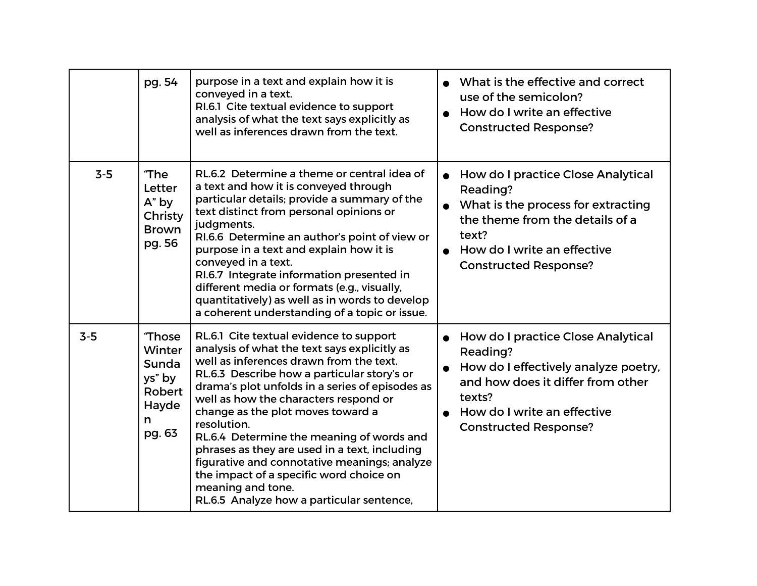| | | | |
|---|---|---|---|
| | pg. 54 | purpose in a text and explain how it is conveyed in a text.<br>RI.6.1 Cite textual evidence to support analysis of what the text says explicitly as well as inferences drawn from the text. | ● What is the effective and correct use of the semicolon?<br>● How do I write an effective Constructed Response? |
| 3-5 | "The Letter A" by Christy Brown pg. 56 | RL.6.2 Determine a theme or central idea of a text and how it is conveyed through particular details; provide a summary of the text distinct from personal opinions or judgments.<br>RI.6.6 Determine an author's point of view or purpose in a text and explain how it is conveyed in a text.<br>RI.6.7 Integrate information presented in different media or formats (e.g., visually, quantitatively) as well as in words to develop a coherent understanding of a topic or issue. | ● How do I practice Close Analytical Reading?<br>● What is the process for extracting the theme from the details of a text?<br>● How do I write an effective Constructed Response? |
| 3-5 | "Those Winter Sundays" by Robert Hayden pg. 63 | RL.6.1 Cite textual evidence to support analysis of what the text says explicitly as well as inferences drawn from the text.<br>RL.6.3 Describe how a particular story's or drama's plot unfolds in a series of episodes as well as how the characters respond or change as the plot moves toward a resolution.<br>RL.6.4 Determine the meaning of words and phrases as they are used in a text, including figurative and connotative meanings; analyze the impact of a specific word choice on meaning and tone.<br>RL.6.5 Analyze how a particular sentence, | ● How do I practice Close Analytical Reading?<br>● How do I effectively analyze poetry, and how does it differ from other texts?<br>● How do I write an effective Constructed Response? |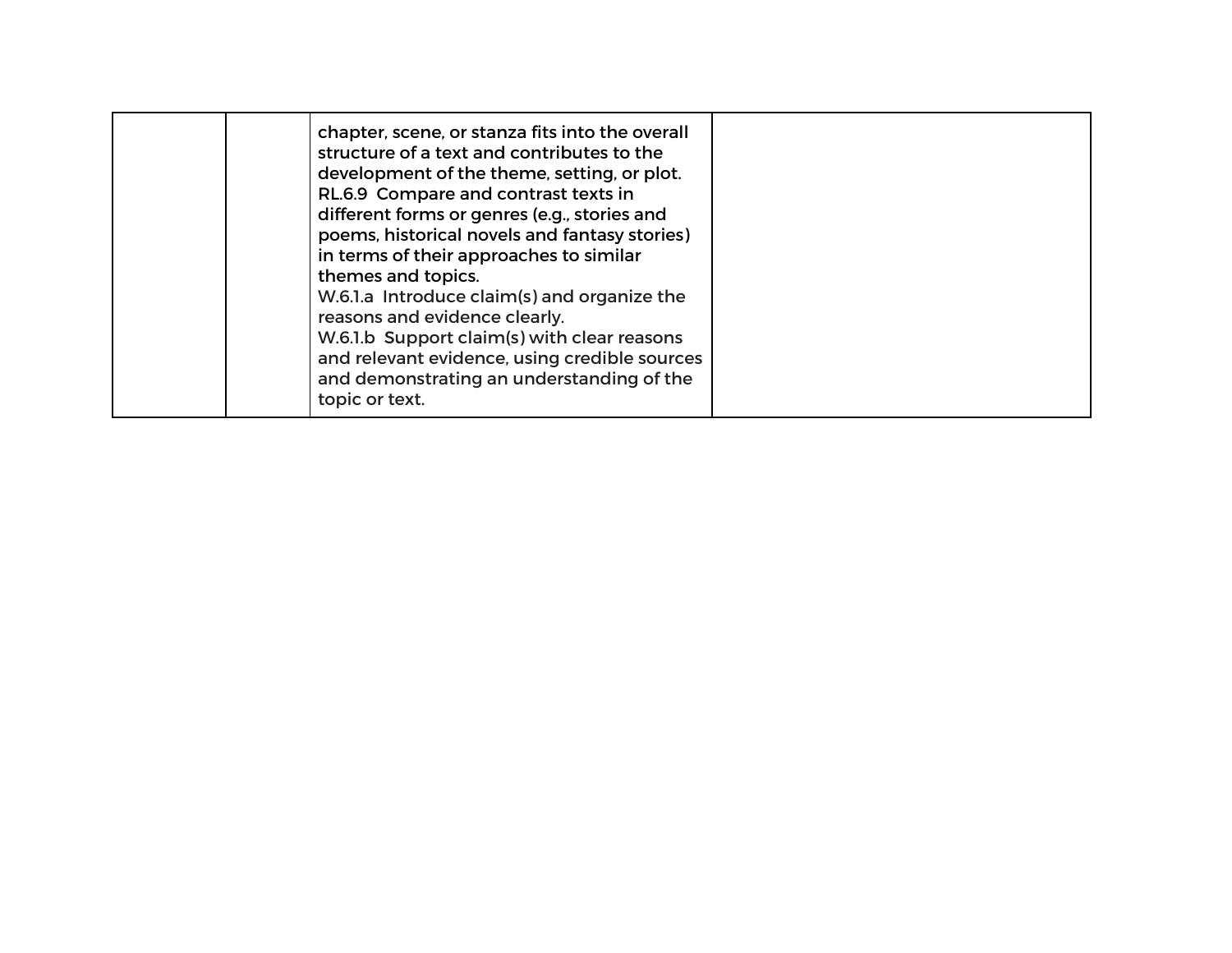|  |  |  |  |
|---|---|---|---|
|  |  | chapter, scene, or stanza fits into the overall structure of a text and contributes to the development of the theme, setting, or plot.<br>RL.6.9 Compare and contrast texts in different forms or genres (e.g., stories and poems, historical novels and fantasy stories) in terms of their approaches to similar themes and topics.<br>W.6.1.a Introduce claim(s) and organize the reasons and evidence clearly.<br>W.6.1.b Support claim(s) with clear reasons and relevant evidence, using credible sources and demonstrating an understanding of the topic or text. |  |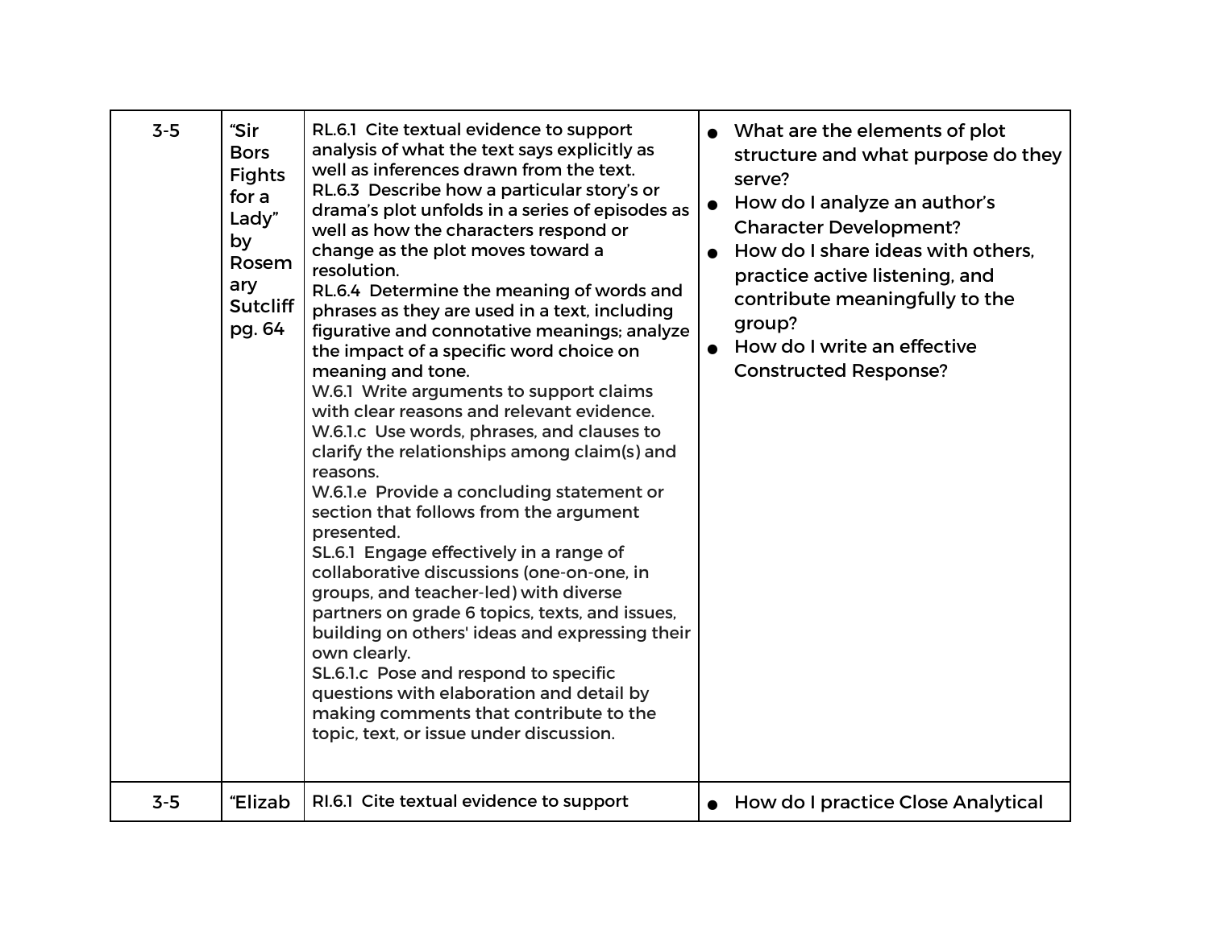| 3-5 | "Sir Bors Fights for a Lady" by Rosemary Sutcliff pg. 64 | RL.6.1 Cite textual evidence to support analysis of what the text says explicitly as well as inferences drawn from the text.<br>RL.6.3 Describe how a particular story's or drama's plot unfolds in a series of episodes as well as how the characters respond or change as the plot moves toward a resolution.<br>RL.6.4 Determine the meaning of words and phrases as they are used in a text, including figurative and connotative meanings; analyze the impact of a specific word choice on meaning and tone.<br>W.6.1 Write arguments to support claims with clear reasons and relevant evidence.<br>W.6.1.c Use words, phrases, and clauses to clarify the relationships among claim(s) and reasons.<br>W.6.1.e Provide a concluding statement or section that follows from the argument presented.<br>SL.6.1 Engage effectively in a range of collaborative discussions (one-on-one, in groups, and teacher-led) with diverse partners on grade 6 topics, texts, and issues, building on others' ideas and expressing their own clearly.<br>SL.6.1.c Pose and respond to specific questions with elaboration and detail by making comments that contribute to the topic, text, or issue under discussion. | • What are the elements of plot structure and what purpose do they serve?<br>• How do I analyze an author's Character Development?<br>• How do I share ideas with others, practice active listening, and contribute meaningfully to the group?<br>• How do I write an effective Constructed Response? |
|---|---|---|---|
| 3-5 | "Elizab | RI.6.1 Cite textual evidence to support | • How do I practice Close Analytical |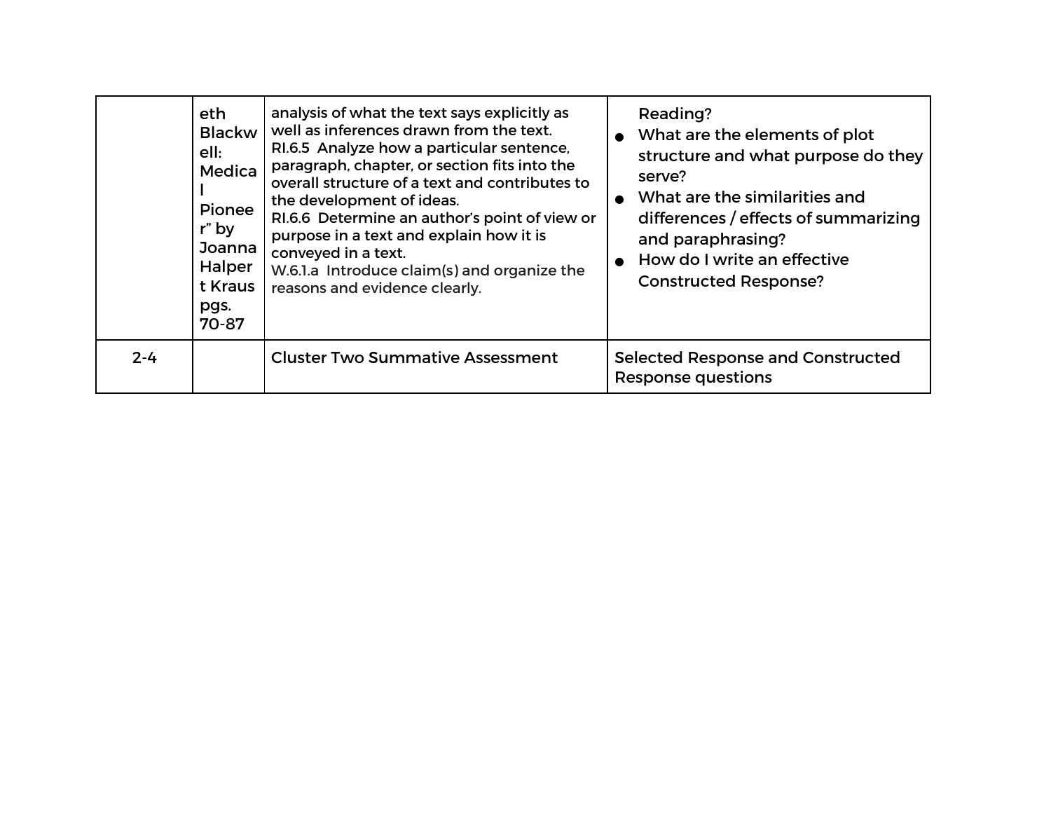| | | | |
|---|---|---|---|
| | eth Blackwell: Medical Pioneer" by Joanna Halpert Kraus pgs. 70-87 | analysis of what the text says explicitly as well as inferences drawn from the text.<br>RI.6.5 Analyze how a particular sentence, paragraph, chapter, or section fits into the overall structure of a text and contributes to the development of ideas.<br>RI.6.6 Determine an author's point of view or purpose in a text and explain how it is conveyed in a text.<br>W.6.1.a Introduce claim(s) and organize the reasons and evidence clearly. | Reading?<br>● What are the elements of plot structure and what purpose do they serve?<br>● What are the similarities and differences / effects of summarizing and paraphrasing?<br>● How do I write an effective Constructed Response? |
| 2-4 | | Cluster Two Summative Assessment | Selected Response and Constructed Response questions |